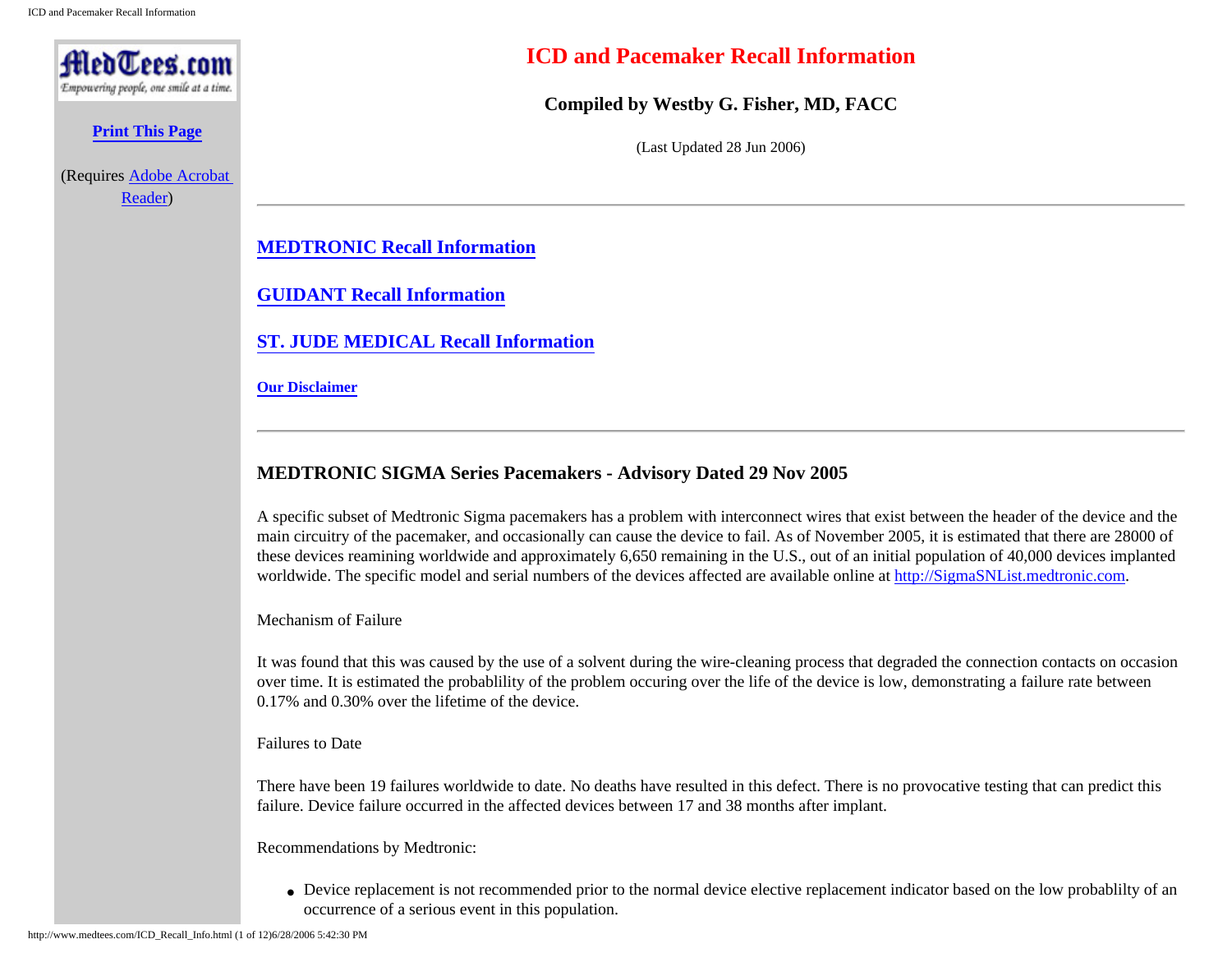MedTees.com

*Empowering people, one smile at a time.*

**Print This Page**

(Requires Adobe Acrobat Reader)

# ICD and Pacemaker Recall Information

**Compiled by Westby G. Fisher, MD, FACC**

(Last Updated 28 Jun 2006)

---

**MEDTRONIC Recall Information**

**GUIDANT Recall Information**

**ST. JUDE MEDICAL Recall Information**

**Our Disclaimer**

---

### MEDTRONIC SIGMA Series Pacemakers - Advisory Dated 29 Nov 2005

A specific subset of Medtronic Sigma pacemakers has a problem with interconnect wires that exist between the header of the device and the main circuitry of the pacemaker, and occasionally can cause the device to fail. As of November 2005, it is estimated that there are 28000 of these devices reamining worldwide and approximately 6,650 remaining in the U.S., out of an initial population of 40,000 devices implanted worldwide. The specific model and serial numbers of the devices affected are available online at http://SigmaSNList.medtronic.com.

Mechanism of Failure

It was found that this was caused by the use of a solvent during the wire-cleaning process that degraded the connection contacts on occasion over time. It is estimated the probablility of the problem occuring over the life of the device is low, demonstrating a failure rate between 0.17% and 0.30% over the lifetime of the device.

Failures to Date

There have been 19 failures worldwide to date. No deaths have resulted in this defect. There is no provocative testing that can predict this failure. Device failure occurred in the affected devices between 17 and 38 months after implant.

Recommendations by Medtronic:

- Device replacement is not recommended prior to the normal device elective replacement indicator based on the low probablilty of an occurrence of a serious event in this population.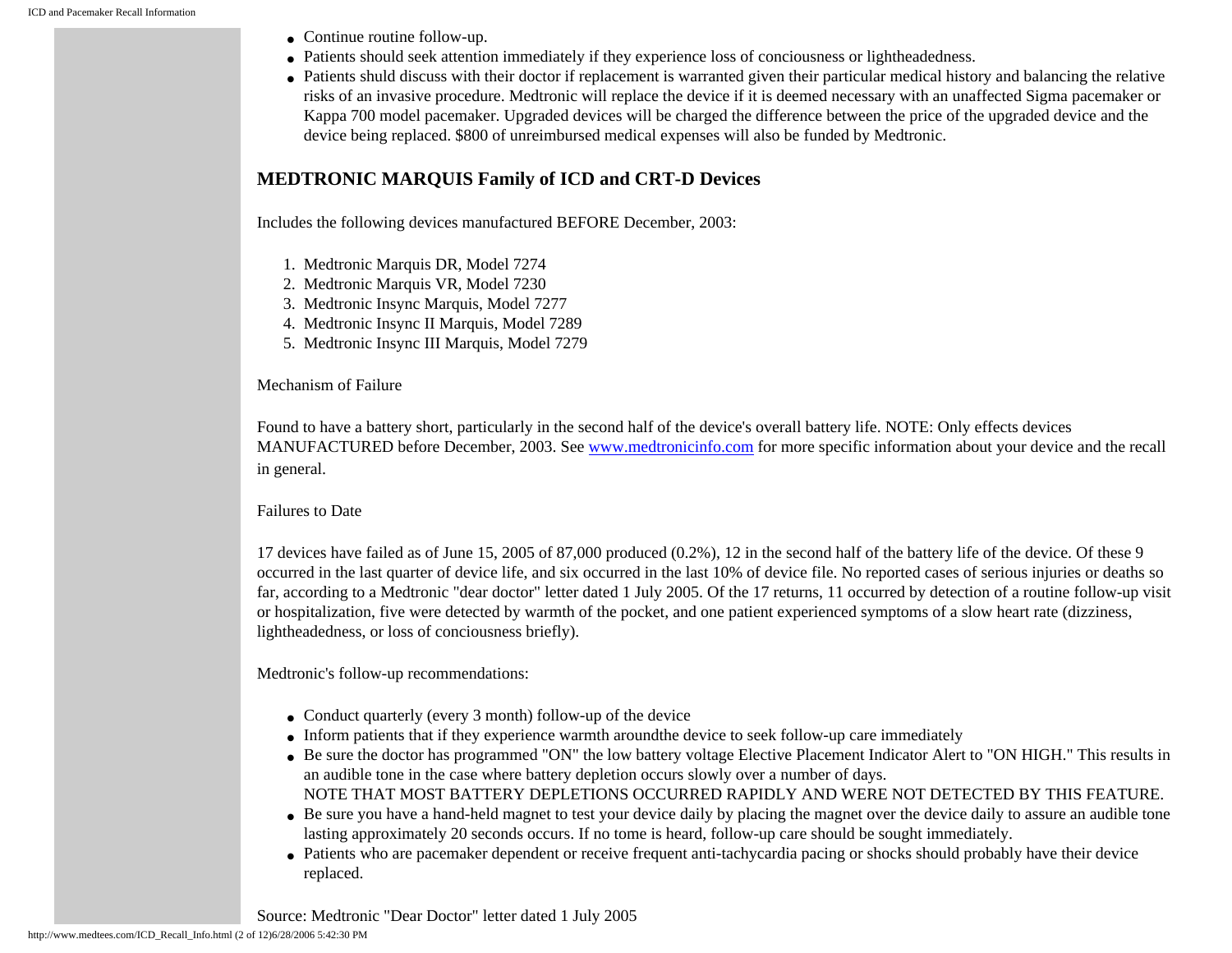- Continue routine follow-up.
- Patients should seek attention immediately if they experience loss of conciousness or lightheadedness.
- Patients shuld discuss with their doctor if replacement is warranted given their particular medical history and balancing the relative risks of an invasive procedure. Medtronic will replace the device if it is deemed necessary with an unaffected Sigma pacemaker or Kappa 700 model pacemaker. Upgraded devices will be charged the difference between the price of the upgraded device and the device being replaced. $800 of unreimbursed medical expenses will also be funded by Medtronic.

### MEDTRONIC MARQUIS Family of ICD and CRT-D Devices

Includes the following devices manufactured BEFORE December, 2003:

1. Medtronic Marquis DR, Model 7274
2. Medtronic Marquis VR, Model 7230
3. Medtronic Insync Marquis, Model 7277
4. Medtronic Insync II Marquis, Model 7289
5. Medtronic Insync III Marquis, Model 7279

Mechanism of Failure

Found to have a battery short, particularly in the second half of the device's overall battery life. NOTE: Only effects devices MANUFACTURED before December, 2003. See [www.medtronicinfo.com](http://www.medtronicinfo.com) for more specific information about your device and the recall in general.

Failures to Date

17 devices have failed as of June 15, 2005 of 87,000 produced (0.2%), 12 in the second half of the battery life of the device. Of these 9 occurred in the last quarter of device life, and six occurred in the last 10% of device file. No reported cases of serious injuries or deaths so far, according to a Medtronic "dear doctor" letter dated 1 July 2005. Of the 17 returns, 11 occurred by detection of a routine follow-up visit or hospitalization, five were detected by warmth of the pocket, and one patient experienced symptoms of a slow heart rate (dizziness, lightheadedness, or loss of conciousness briefly).

Medtronic's follow-up recommendations:

- Conduct quarterly (every 3 month) follow-up of the device
- Inform patients that if they experience warmth aroundthe device to seek follow-up care immediately
- Be sure the doctor has programmed "ON" the low battery voltage Elective Placement Indicator Alert to "ON HIGH." This results in an audible tone in the case where battery depletion occurs slowly over a number of days.
  NOTE THAT MOST BATTERY DEPLETIONS OCCURRED RAPIDLY AND WERE NOT DETECTED BY THIS FEATURE.
- Be sure you have a hand-held magnet to test your device daily by placing the magnet over the device daily to assure an audible tone lasting approximately 20 seconds occurs. If no tome is heard, follow-up care should be sought immediately.
- Patients who are pacemaker dependent or receive frequent anti-tachycardia pacing or shocks should probably have their device replaced.

Source: Medtronic "Dear Doctor" letter dated 1 July 2005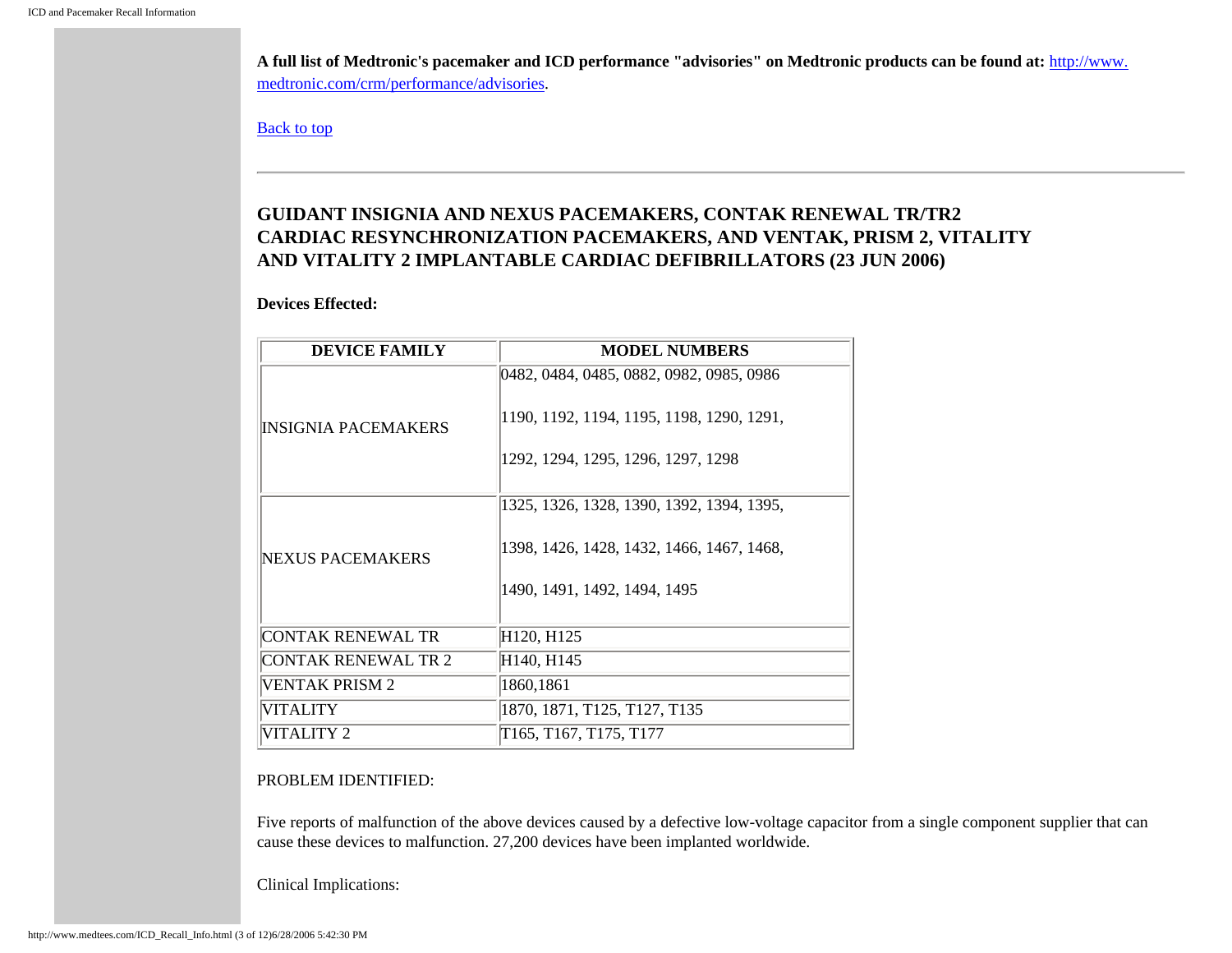**A full list of Medtronic's pacemaker and ICD performance "advisories" on Medtronic products can be found at:** [http://www.medtronic.com/crm/performance/advisories](http://www.medtronic.com/crm/performance/advisories).

[Back to top](#)

---

## GUIDANT INSIGNIA AND NEXUS PACEMAKERS, CONTAK RENEWAL TR/TR2 CARDIAC RESYNCHRONIZATION PACEMAKERS, AND VENTAK, PRISM 2, VITALITY AND VITALITY 2 IMPLANTABLE CARDIAC DEFIBRILLATORS (23 JUN 2006)

**Devices Effected:**

| DEVICE FAMILY | MODEL NUMBERS |
| --- | --- |
| INSIGNIA PACEMAKERS | 0482, 0484, 0485, 0882, 0982, 0985, 0986<br><br>1190, 1192, 1194, 1195, 1198, 1290, 1291,<br><br>1292, 1294, 1295, 1296, 1297, 1298 |
| NEXUS PACEMAKERS | 1325, 1326, 1328, 1390, 1392, 1394, 1395,<br><br>1398, 1426, 1428, 1432, 1466, 1467, 1468,<br><br>1490, 1491, 1492, 1494, 1495 |
| CONTAK RENEWAL TR | H120, H125 |
| CONTAK RENEWAL TR 2 | H140, H145 |
| VENTAK PRISM 2 | 1860,1861 |
| VITALITY | 1870, 1871, T125, T127, T135 |
| VITALITY 2 | T165, T167, T175, T177 |

PROBLEM IDENTIFIED:

Five reports of malfunction of the above devices caused by a defective low-voltage capacitor from a single component supplier that can cause these devices to malfunction. 27,200 devices have been implanted worldwide.

Clinical Implications: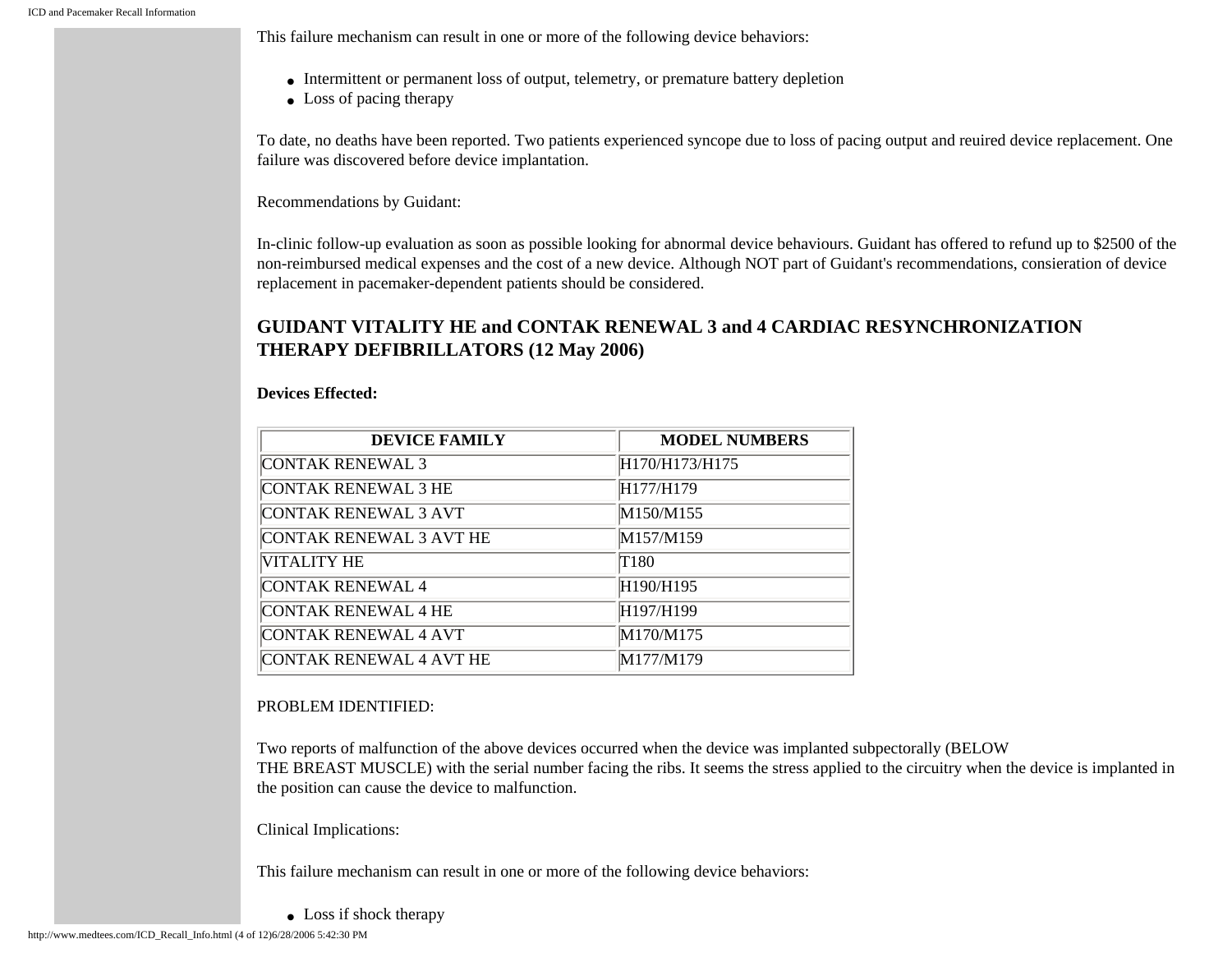This failure mechanism can result in one or more of the following device behaviors:

- Intermittent or permanent loss of output, telemetry, or premature battery depletion
- Loss of pacing therapy

To date, no deaths have been reported. Two patients experienced syncope due to loss of pacing output and reuired device replacement. One failure was discovered before device implantation.

Recommendations by Guidant:

In-clinic follow-up evaluation as soon as possible looking for abnormal device behaviours. Guidant has offered to refund up to $2500 of the non-reimbursed medical expenses and the cost of a new device. Although NOT part of Guidant's recommendations, consieration of device replacement in pacemaker-dependent patients should be considered.

## GUIDANT VITALITY HE and CONTAK RENEWAL 3 and 4 CARDIAC RESYNCHRONIZATION THERAPY DEFIBRILLATORS (12 May 2006)

**Devices Effected:**

| DEVICE FAMILY | MODEL NUMBERS |
|---|---|
| CONTAK RENEWAL 3 | H170/H173/H175 |
| CONTAK RENEWAL 3 HE | H177/H179 |
| CONTAK RENEWAL 3 AVT | M150/M155 |
| CONTAK RENEWAL 3 AVT HE | M157/M159 |
| VITALITY HE | T180 |
| CONTAK RENEWAL 4 | H190/H195 |
| CONTAK RENEWAL 4 HE | H197/H199 |
| CONTAK RENEWAL 4 AVT | M170/M175 |
| CONTAK RENEWAL 4 AVT HE | M177/M179 |

PROBLEM IDENTIFIED:

Two reports of malfunction of the above devices occurred when the device was implanted subpectorally (BELOW THE BREAST MUSCLE) with the serial number facing the ribs. It seems the stress applied to the circuitry when the device is implanted in the position can cause the device to malfunction.

Clinical Implications:

This failure mechanism can result in one or more of the following device behaviors:

- Loss if shock therapy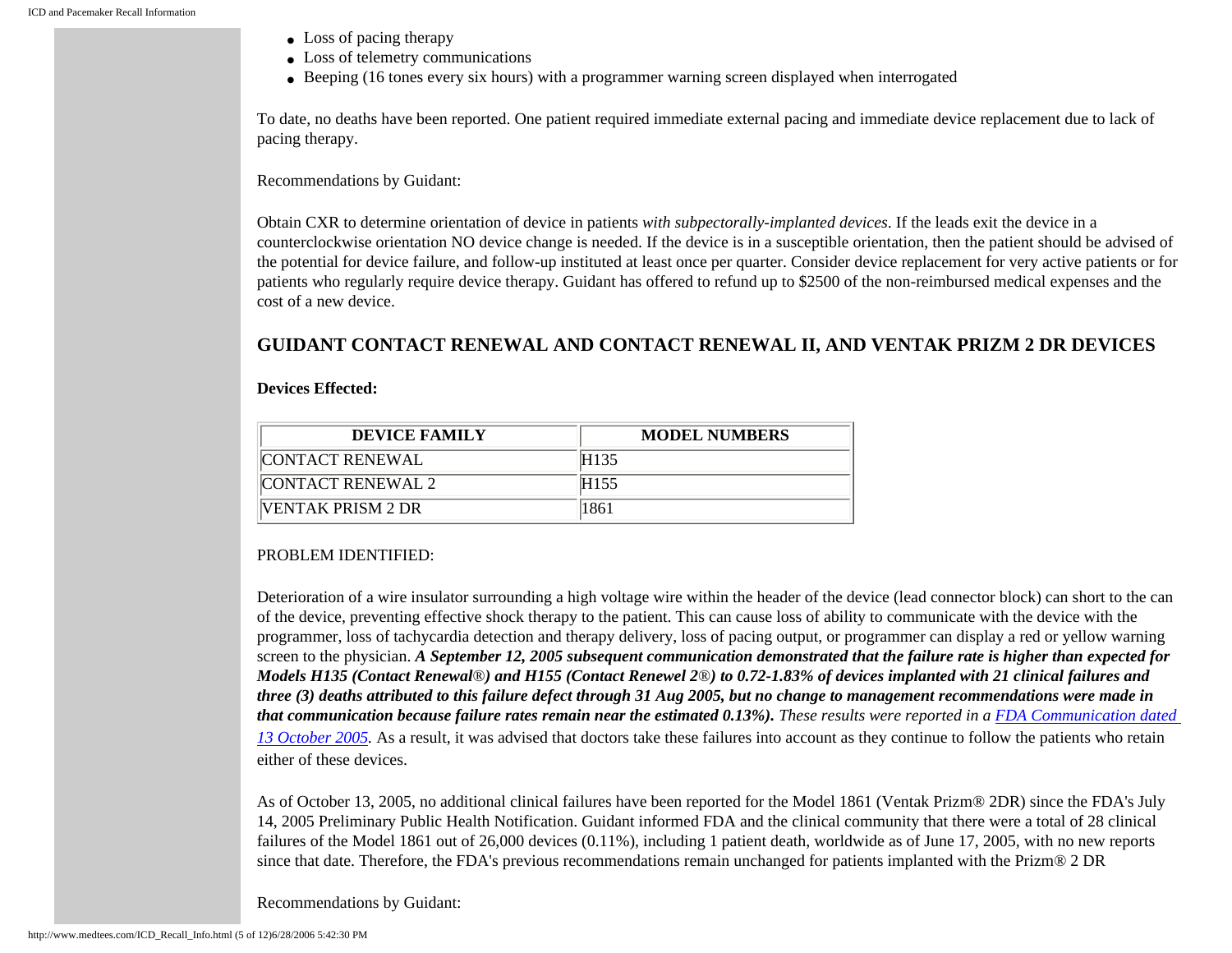- Loss of pacing therapy
- Loss of telemetry communications
- Beeping (16 tones every six hours) with a programmer warning screen displayed when interrogated

To date, no deaths have been reported. One patient required immediate external pacing and immediate device replacement due to lack of pacing therapy.

Recommendations by Guidant:

Obtain CXR to determine orientation of device in patients *with subpectorally-implanted devices*. If the leads exit the device in a counterclockwise orientation NO device change is needed. If the device is in a susceptible orientation, then the patient should be advised of the potential for device failure, and follow-up instituted at least once per quarter. Consider device replacement for very active patients or for patients who regularly require device therapy. Guidant has offered to refund up to $2500 of the non-reimbursed medical expenses and the cost of a new device.

## GUIDANT CONTACT RENEWAL AND CONTACT RENEWAL II, AND VENTAK PRIZM 2 DR DEVICES

**Devices Effected:**

| DEVICE FAMILY | MODEL NUMBERS |
| --- | --- |
| CONTACT RENEWAL | H135 |
| CONTACT RENEWAL 2 | H155 |
| VENTAK PRISM 2 DR | 1861 |

PROBLEM IDENTIFIED:

Deterioration of a wire insulator surrounding a high voltage wire within the header of the device (lead connector block) can short to the can of the device, preventing effective shock therapy to the patient. This can cause loss of ability to communicate with the device with the programmer, loss of tachycardia detection and therapy delivery, loss of pacing output, or programmer can display a red or yellow warning screen to the physician. ***A September 12, 2005 subsequent communication demonstrated that the failure rate is higher than expected for Models H135 (Contact Renewal®) and H155 (Contact Renewel 2®) to 0.72-1.83% of devices implanted with 21 clinical failures and three (3) deaths attributed to this failure defect through 31 Aug 2005, but no change to management recommendations were made in that communication because failure rates remain near the estimated 0.13%).*** *These results were reported in a FDA Communication dated 13 October 2005.* As a result, it was advised that doctors take these failures into account as they continue to follow the patients who retain either of these devices.

As of October 13, 2005, no additional clinical failures have been reported for the Model 1861 (Ventak Prizm® 2DR) since the FDA's July 14, 2005 Preliminary Public Health Notification. Guidant informed FDA and the clinical community that there were a total of 28 clinical failures of the Model 1861 out of 26,000 devices (0.11%), including 1 patient death, worldwide as of June 17, 2005, with no new reports since that date. Therefore, the FDA's previous recommendations remain unchanged for patients implanted with the Prizm® 2 DR

Recommendations by Guidant: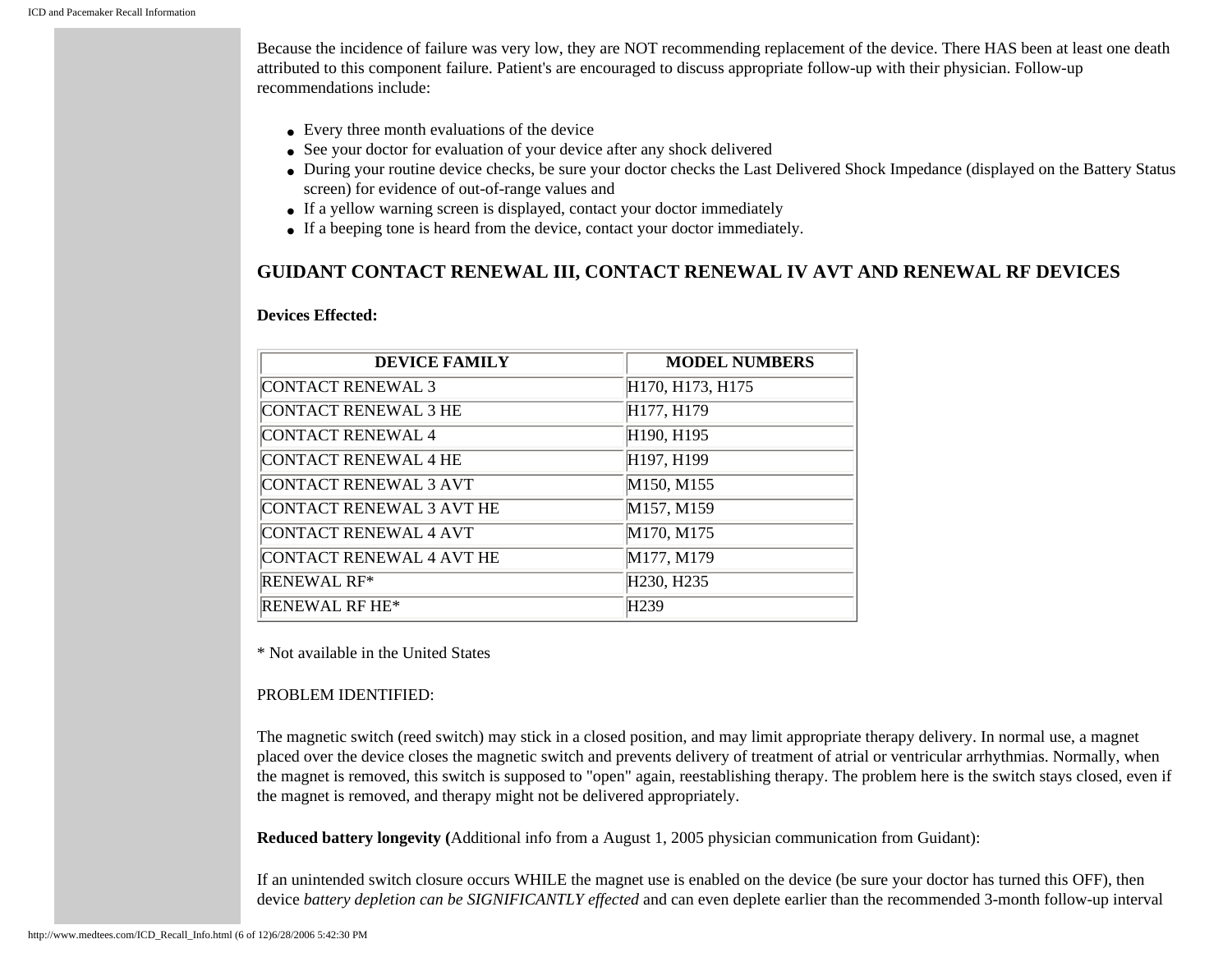Because the incidence of failure was very low, they are NOT recommending replacement of the device. There HAS been at least one death attributed to this component failure. Patient's are encouraged to discuss appropriate follow-up with their physician. Follow-up recommendations include:

- Every three month evaluations of the device
- See your doctor for evaluation of your device after any shock delivered
- During your routine device checks, be sure your doctor checks the Last Delivered Shock Impedance (displayed on the Battery Status screen) for evidence of out-of-range values and
- If a yellow warning screen is displayed, contact your doctor immediately
- If a beeping tone is heard from the device, contact your doctor immediately.

## GUIDANT CONTACT RENEWAL III, CONTACT RENEWAL IV AVT AND RENEWAL RF DEVICES

**Devices Effected:**

| DEVICE FAMILY | MODEL NUMBERS |
|---|---|
| CONTACT RENEWAL 3 | H170, H173, H175 |
| CONTACT RENEWAL 3 HE | H177, H179 |
| CONTACT RENEWAL 4 | H190, H195 |
| CONTACT RENEWAL 4 HE | H197, H199 |
| CONTACT RENEWAL 3 AVT | M150, M155 |
| CONTACT RENEWAL 3 AVT HE | M157, M159 |
| CONTACT RENEWAL 4 AVT | M170, M175 |
| CONTACT RENEWAL 4 AVT HE | M177, M179 |
| RENEWAL RF* | H230, H235 |
| RENEWAL RF HE* | H239 |

* Not available in the United States

PROBLEM IDENTIFIED:

The magnetic switch (reed switch) may stick in a closed position, and may limit appropriate therapy delivery. In normal use, a magnet placed over the device closes the magnetic switch and prevents delivery of treatment of atrial or ventricular arrhythmias. Normally, when the magnet is removed, this switch is supposed to "open" again, reestablishing therapy. The problem here is the switch stays closed, even if the magnet is removed, and therapy might not be delivered appropriately.

**Reduced battery longevity (**Additional info from a August 1, 2005 physician communication from Guidant):

If an unintended switch closure occurs WHILE the magnet use is enabled on the device (be sure your doctor has turned this OFF), then device *battery depletion can be SIGNIFICANTLY effected* and can even deplete earlier than the recommended 3-month follow-up interval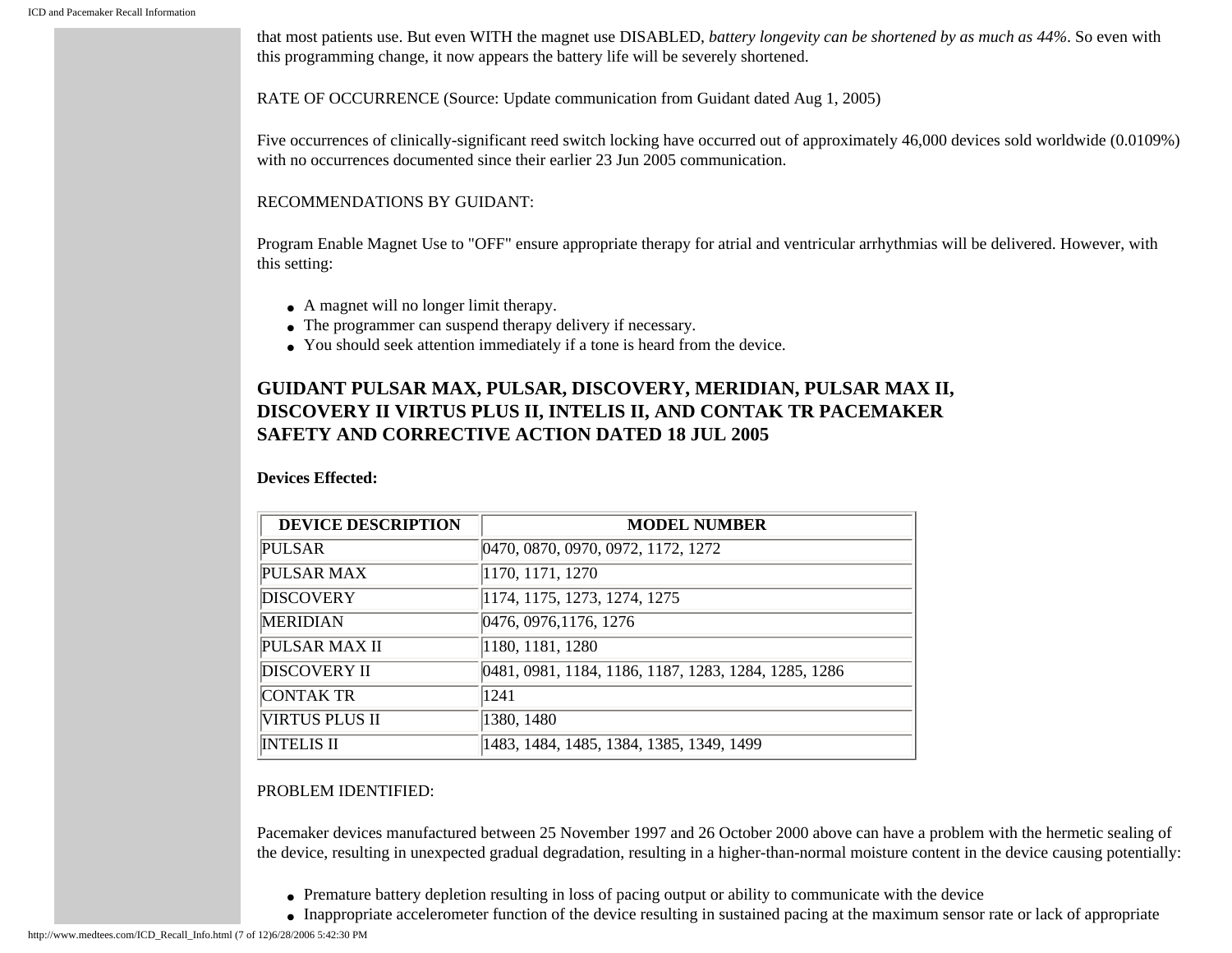that most patients use. But even WITH the magnet use DISABLED, *battery longevity can be shortened by as much as 44%*. So even with this programming change, it now appears the battery life will be severely shortened.

RATE OF OCCURRENCE (Source: Update communication from Guidant dated Aug 1, 2005)

Five occurrences of clinically-significant reed switch locking have occurred out of approximately 46,000 devices sold worldwide (0.0109%) with no occurrences documented since their earlier 23 Jun 2005 communication.

RECOMMENDATIONS BY GUIDANT:

Program Enable Magnet Use to "OFF" ensure appropriate therapy for atrial and ventricular arrhythmias will be delivered. However, with this setting:

- A magnet will no longer limit therapy.
- The programmer can suspend therapy delivery if necessary.
- You should seek attention immediately if a tone is heard from the device.

### GUIDANT PULSAR MAX, PULSAR, DISCOVERY, MERIDIAN, PULSAR MAX II, DISCOVERY II VIRTUS PLUS II, INTELIS II, AND CONTAK TR PACEMAKER SAFETY AND CORRECTIVE ACTION DATED 18 JUL 2005

**Devices Effected:**

| DEVICE DESCRIPTION | MODEL NUMBER |
| --- | --- |
| PULSAR | 0470, 0870, 0970, 0972, 1172, 1272 |
| PULSAR MAX | 1170, 1171, 1270 |
| DISCOVERY | 1174, 1175, 1273, 1274, 1275 |
| MERIDIAN | 0476, 0976,1176, 1276 |
| PULSAR MAX II | 1180, 1181, 1280 |
| DISCOVERY II | 0481, 0981, 1184, 1186, 1187, 1283, 1284, 1285, 1286 |
| CONTAK TR | 1241 |
| VIRTUS PLUS II | 1380, 1480 |
| INTELIS II | 1483, 1484, 1485, 1384, 1385, 1349, 1499 |

PROBLEM IDENTIFIED:

Pacemaker devices manufactured between 25 November 1997 and 26 October 2000 above can have a problem with the hermetic sealing of the device, resulting in unexpected gradual degradation, resulting in a higher-than-normal moisture content in the device causing potentially:

- Premature battery depletion resulting in loss of pacing output or ability to communicate with the device
- Inappropriate accelerometer function of the device resulting in sustained pacing at the maximum sensor rate or lack of appropriate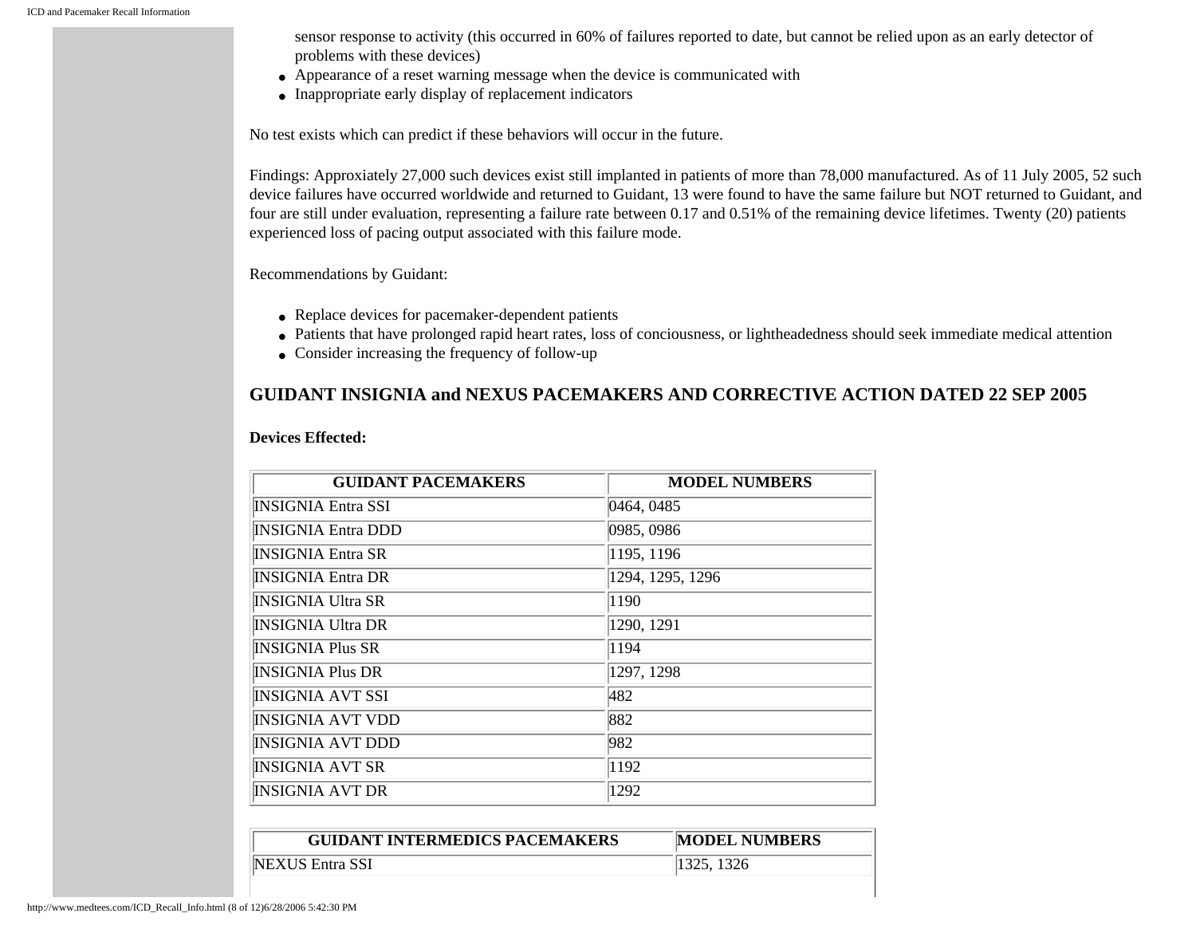sensor response to activity (this occurred in 60% of failures reported to date, but cannot be relied upon as an early detector of problems with these devices)
- Appearance of a reset warning message when the device is communicated with
- Inappropriate early display of replacement indicators

No test exists which can predict if these behaviors will occur in the future.

Findings: Approximately 27,000 such devices exist still implanted in patients of more than 78,000 manufactured. As of 11 July 2005, 52 such device failures have occurred worldwide and returned to Guidant, 13 were found to have the same failure but NOT returned to Guidant, and four are still under evaluation, representing a failure rate between 0.17 and 0.51% of the remaining device lifetimes. Twenty (20) patients experienced loss of pacing output associated with this failure mode.

Recommendations by Guidant:

- Replace devices for pacemaker-dependent patients
- Patients that have prolonged rapid heart rates, loss of conciousness, or lightheadedness should seek immediate medical attention
- Consider increasing the frequency of follow-up

## GUIDANT INSIGNIA and NEXUS PACEMAKERS AND CORRECTIVE ACTION DATED 22 SEP 2005

**Devices Effected:**

| GUIDANT PACEMAKERS | MODEL NUMBERS |
|---|---|
| INSIGNIA Entra SSI | 0464, 0485 |
| INSIGNIA Entra DDD | 0985, 0986 |
| INSIGNIA Entra SR | 1195, 1196 |
| INSIGNIA Entra DR | 1294, 1295, 1296 |
| INSIGNIA Ultra SR | 1190 |
| INSIGNIA Ultra DR | 1290, 1291 |
| INSIGNIA Plus SR | 1194 |
| INSIGNIA Plus DR | 1297, 1298 |
| INSIGNIA AVT SSI | 482 |
| INSIGNIA AVT VDD | 882 |
| INSIGNIA AVT DDD | 982 |
| INSIGNIA AVT SR | 1192 |
| INSIGNIA AVT DR | 1292 |

| GUIDANT INTERMEDICS PACEMAKERS | MODEL NUMBERS |
|---|---|
| NEXUS Entra SSI | 1325, 1326 |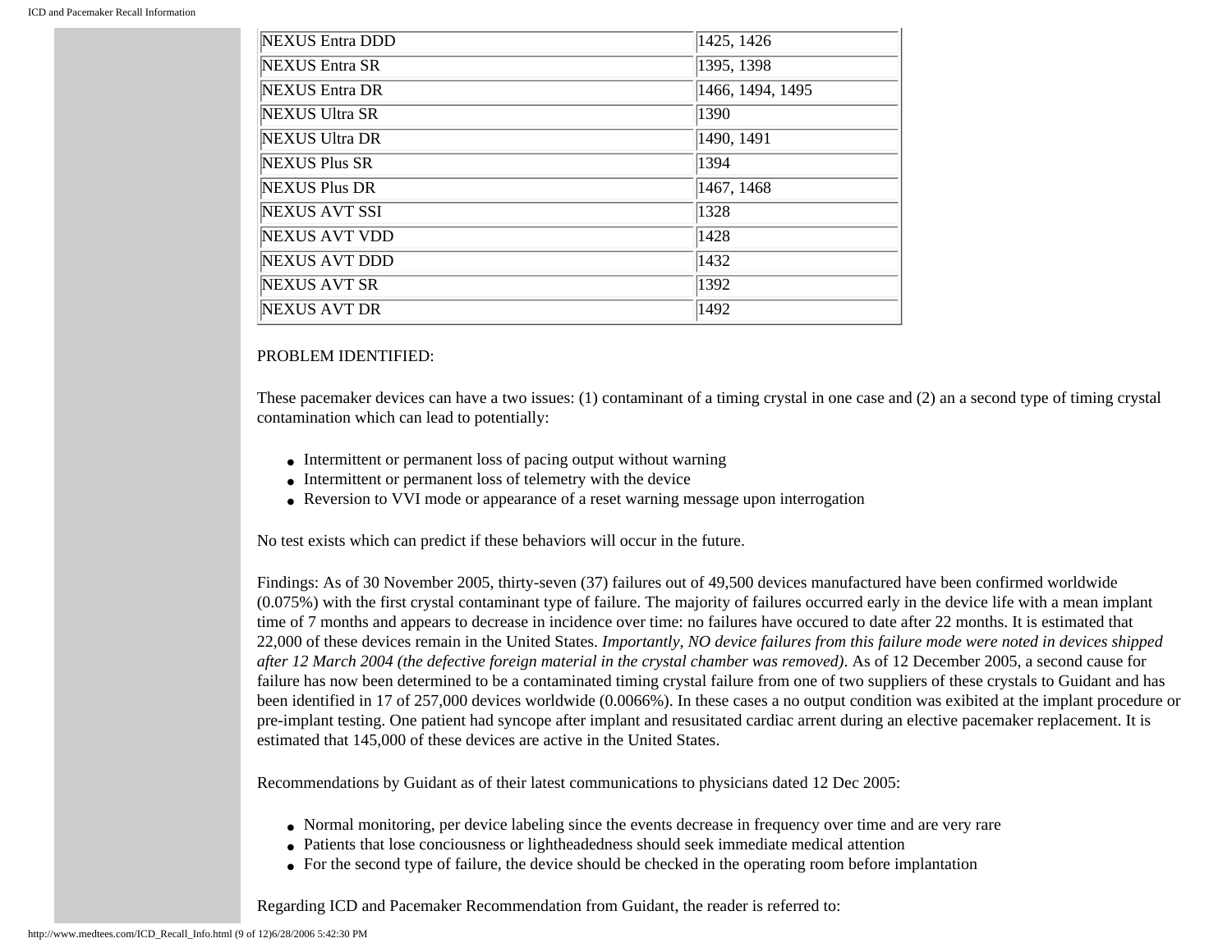| NEXUS Entra DDD | 1425, 1426 |
| --- | --- |
| NEXUS Entra SR | 1395, 1398 |
| NEXUS Entra DR | 1466, 1494, 1495 |
| NEXUS Ultra SR | 1390 |
| NEXUS Ultra DR | 1490, 1491 |
| NEXUS Plus SR | 1394 |
| NEXUS Plus DR | 1467, 1468 |
| NEXUS AVT SSI | 1328 |
| NEXUS AVT VDD | 1428 |
| NEXUS AVT DDD | 1432 |
| NEXUS AVT SR | 1392 |
| NEXUS AVT DR | 1492 |

PROBLEM IDENTIFIED:

These pacemaker devices can have a two issues: (1) contaminant of a timing crystal in one case and (2) an a second type of timing crystal contamination which can lead to potentially:

- Intermittent or permanent loss of pacing output without warning
- Intermittent or permanent loss of telemetry with the device
- Reversion to VVI mode or appearance of a reset warning message upon interrogation

No test exists which can predict if these behaviors will occur in the future.

Findings: As of 30 November 2005, thirty-seven (37) failures out of 49,500 devices manufactured have been confirmed worldwide (0.075%) with the first crystal contaminant type of failure. The majority of failures occurred early in the device life with a mean implant time of 7 months and appears to decrease in incidence over time: no failures have occured to date after 22 months. It is estimated that 22,000 of these devices remain in the United States. *Importantly, NO device failures from this failure mode were noted in devices shipped after 12 March 2004 (the defective foreign material in the crystal chamber was removed)*. As of 12 December 2005, a second cause for failure has now been determined to be a contaminated timing crystal failure from one of two suppliers of these crystals to Guidant and has been identified in 17 of 257,000 devices worldwide (0.0066%). In these cases a no output condition was exibited at the implant procedure or pre-implant testing. One patient had syncope after implant and resusitated cardiac arrent during an elective pacemaker replacement. It is estimated that 145,000 of these devices are active in the United States.

Recommendations by Guidant as of their latest communications to physicians dated 12 Dec 2005:

- Normal monitoring, per device labeling since the events decrease in frequency over time and are very rare
- Patients that lose conciousness or lightheadedness should seek immediate medical attention
- For the second type of failure, the device should be checked in the operating room before implantation

Regarding ICD and Pacemaker Recommendation from Guidant, the reader is referred to: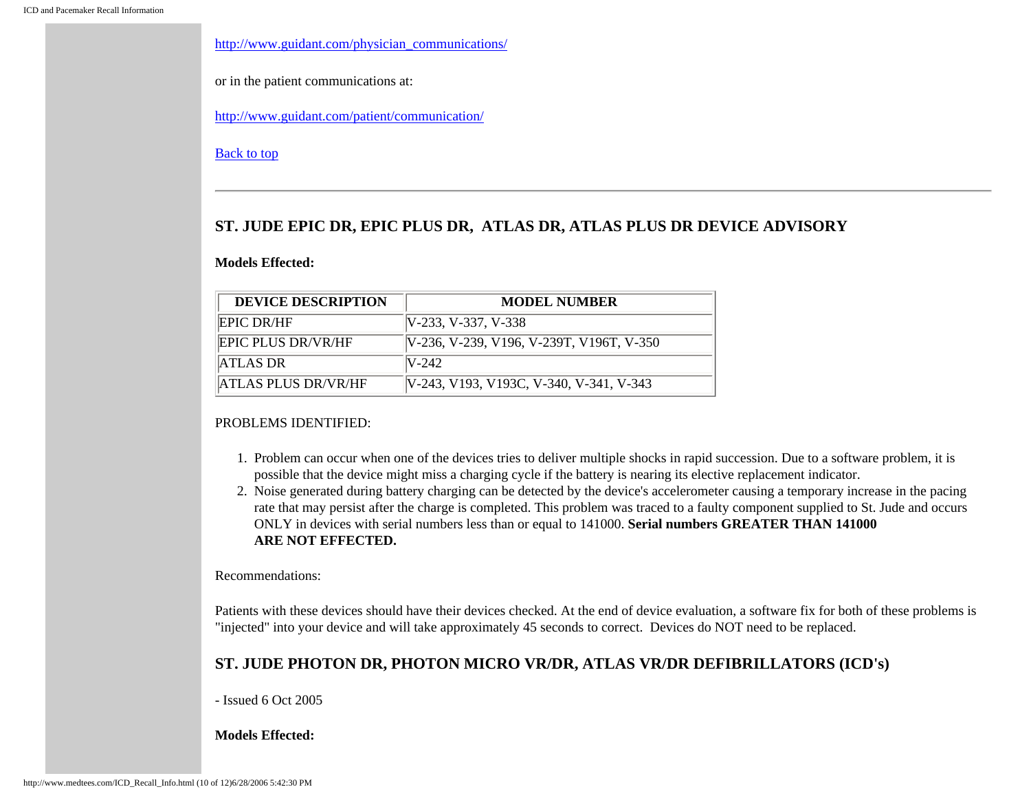http://www.guidant.com/physician_communications/

or in the patient communications at:

http://www.guidant.com/patient/communication/

Back to top

---

### ST. JUDE EPIC DR, EPIC PLUS DR, ATLAS DR, ATLAS PLUS DR DEVICE ADVISORY

**Models Effected:**

| DEVICE DESCRIPTION | MODEL NUMBER |
|---|---|
| EPIC DR/HF | V-233, V-337, V-338 |
| EPIC PLUS DR/VR/HF | V-236, V-239, V196, V-239T, V196T, V-350 |
| ATLAS DR | V-242 |
| ATLAS PLUS DR/VR/HF | V-243, V193, V193C, V-340, V-341, V-343 |

PROBLEMS IDENTIFIED:

1. Problem can occur when one of the devices tries to deliver multiple shocks in rapid succession. Due to a software problem, it is possible that the device might miss a charging cycle if the battery is nearing its elective replacement indicator.
2. Noise generated during battery charging can be detected by the device's accelerometer causing a temporary increase in the pacing rate that may persist after the charge is completed. This problem was traced to a faulty component supplied to St. Jude and occurs ONLY in devices with serial numbers less than or equal to 141000. **Serial numbers GREATER THAN 141000 ARE NOT EFFECTED.**

Recommendations:

Patients with these devices should have their devices checked. At the end of device evaluation, a software fix for both of these problems is "injected" into your device and will take approximately 45 seconds to correct. Devices do NOT need to be replaced.

### ST. JUDE PHOTON DR, PHOTON MICRO VR/DR, ATLAS VR/DR DEFIBRILLATORS (ICD's)

- Issued 6 Oct 2005

**Models Effected:**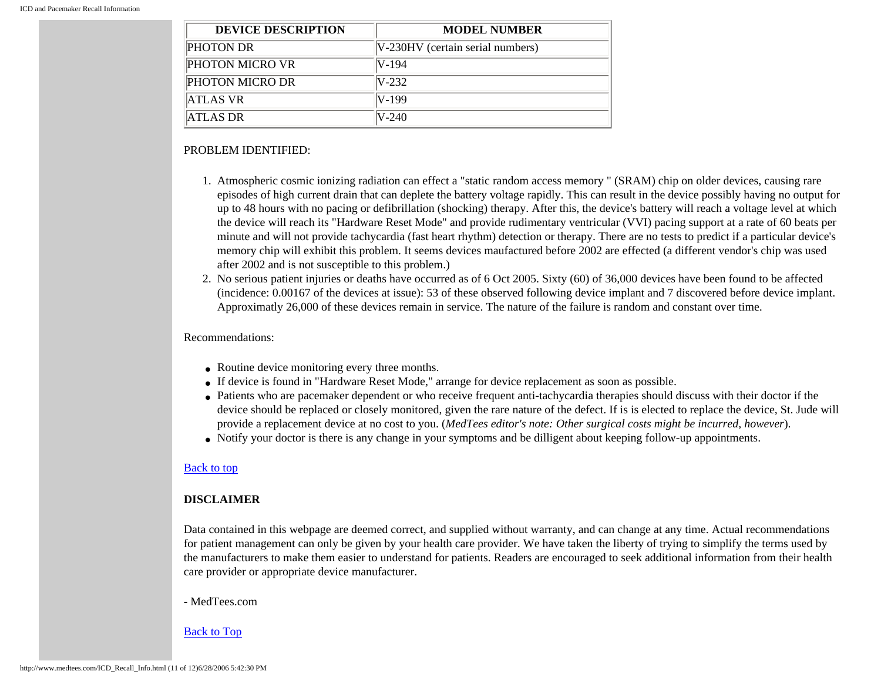| DEVICE DESCRIPTION | MODEL NUMBER |
|---|---|
| PHOTON DR | V-230HV (certain serial numbers) |
| PHOTON MICRO VR | V-194 |
| PHOTON MICRO DR | V-232 |
| ATLAS VR | V-199 |
| ATLAS DR | V-240 |

PROBLEM IDENTIFIED:

1. Atmospheric cosmic ionizing radiation can effect a "static random access memory " (SRAM) chip on older devices, causing rare episodes of high current drain that can deplete the battery voltage rapidly. This can result in the device possibly having no output for up to 48 hours with no pacing or defibrillation (shocking) therapy. After this, the device's battery will reach a voltage level at which the device will reach its "Hardware Reset Mode" and provide rudimentary ventricular (VVI) pacing support at a rate of 60 beats per minute and will not provide tachycardia (fast heart rhythm) detection or therapy. There are no tests to predict if a particular device's memory chip will exhibit this problem. It seems devices maufactured before 2002 are effected (a different vendor's chip was used after 2002 and is not susceptible to this problem.)
2. No serious patient injuries or deaths have occurred as of 6 Oct 2005. Sixty (60) of 36,000 devices have been found to be affected (incidence: 0.00167 of the devices at issue): 53 of these observed following device implant and 7 discovered before device implant. Approximatly 26,000 of these devices remain in service. The nature of the failure is random and constant over time.

Recommendations:

- Routine device monitoring every three months.
- If device is found in "Hardware Reset Mode," arrange for device replacement as soon as possible.
- Patients who are pacemaker dependent or who receive frequent anti-tachycardia therapies should discuss with their doctor if the device should be replaced or closely monitored, given the rare nature of the defect. If is is elected to replace the device, St. Jude will provide a replacement device at no cost to you. (*MedTees editor's note: Other surgical costs might be incurred, however*).
- Notify your doctor is there is any change in your symptoms and be dilligent about keeping follow-up appointments.

Back to top

**DISCLAIMER**

Data contained in this webpage are deemed correct, and supplied without warranty, and can change at any time. Actual recommendations for patient management can only be given by your health care provider. We have taken the liberty of trying to simplify the terms used by the manufacturers to make them easier to understand for patients. Readers are encouraged to seek additional information from their health care provider or appropriate device manufacturer.

- MedTees.com

Back to Top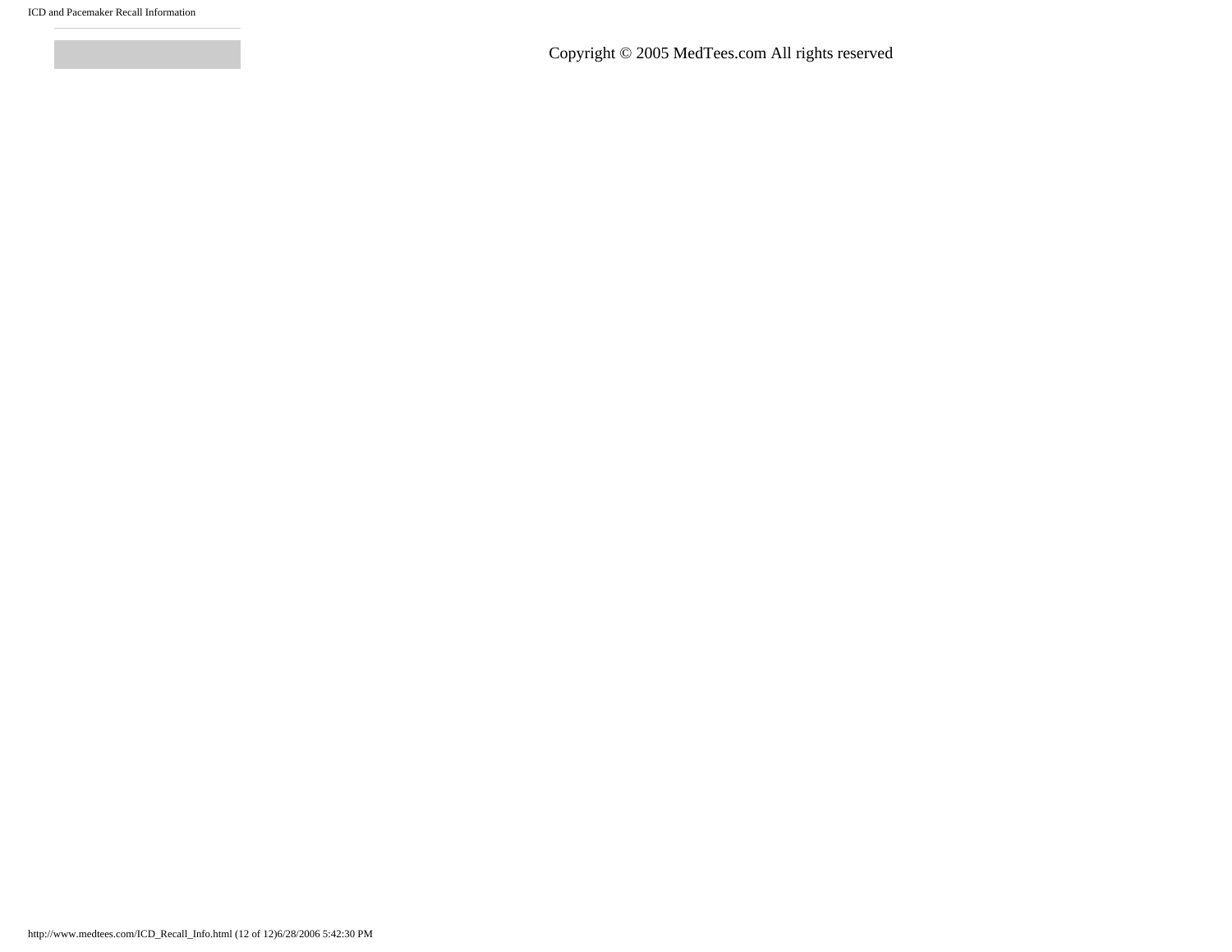Copyright © 2005 MedTees.com All rights reserved